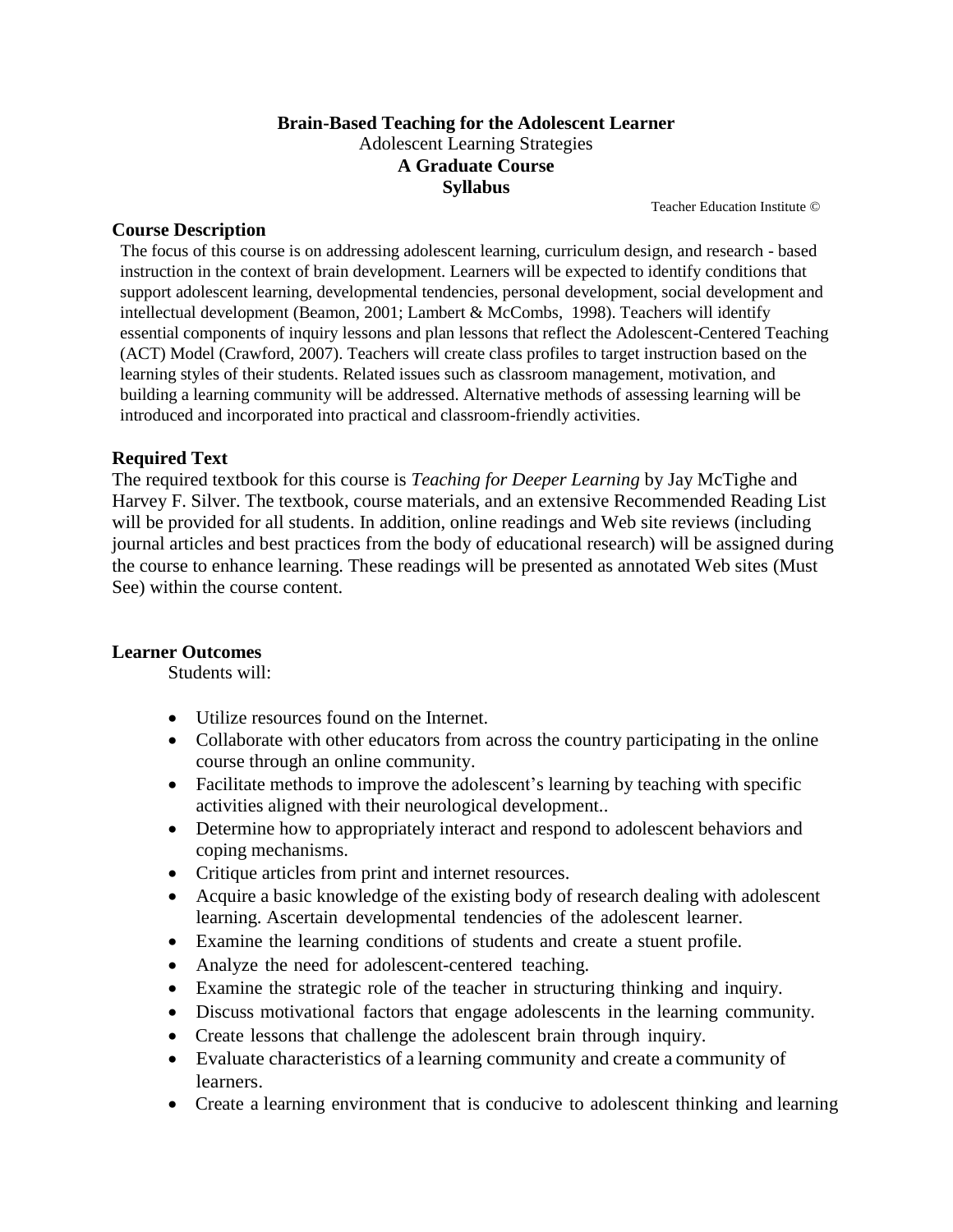**Brain-Based Teaching for the Adolescent Learner**
Adolescent Learning Strategies
**A Graduate Course**
**Syllabus**

Teacher Education Institute ©

## Course Description

The focus of this course is on addressing adolescent learning, curriculum design, and research - based instruction in the context of brain development. Learners will be expected to identify conditions that support adolescent learning, developmental tendencies, personal development, social development and intellectual development (Beamon, 2001; Lambert & McCombs, 1998). Teachers will identify essential components of inquiry lessons and plan lessons that reflect the Adolescent-Centered Teaching (ACT) Model (Crawford, 2007). Teachers will create class profiles to target instruction based on the learning styles of their students. Related issues such as classroom management, motivation, and building a learning community will be addressed. Alternative methods of assessing learning will be introduced and incorporated into practical and classroom-friendly activities.

## Required Text

The required textbook for this course is *Teaching for Deeper Learning* by Jay McTighe and Harvey F. Silver. The textbook, course materials, and an extensive Recommended Reading List will be provided for all students. In addition, online readings and Web site reviews (including journal articles and best practices from the body of educational research) will be assigned during the course to enhance learning. These readings will be presented as annotated Web sites (Must See) within the course content.

## Learner Outcomes

Students will:

- Utilize resources found on the Internet.
- Collaborate with other educators from across the country participating in the online course through an online community.
- Facilitate methods to improve the adolescent's learning by teaching with specific activities aligned with their neurological development..
- Determine how to appropriately interact and respond to adolescent behaviors and coping mechanisms.
- Critique articles from print and internet resources.
- Acquire a basic knowledge of the existing body of research dealing with adolescent learning. Ascertain developmental tendencies of the adolescent learner.
- Examine the learning conditions of students and create a stuent profile.
- Analyze the need for adolescent-centered teaching.
- Examine the strategic role of the teacher in structuring thinking and inquiry.
- Discuss motivational factors that engage adolescents in the learning community.
- Create lessons that challenge the adolescent brain through inquiry.
- Evaluate characteristics of a learning community and create a community of learners.
- Create a learning environment that is conducive to adolescent thinking and learning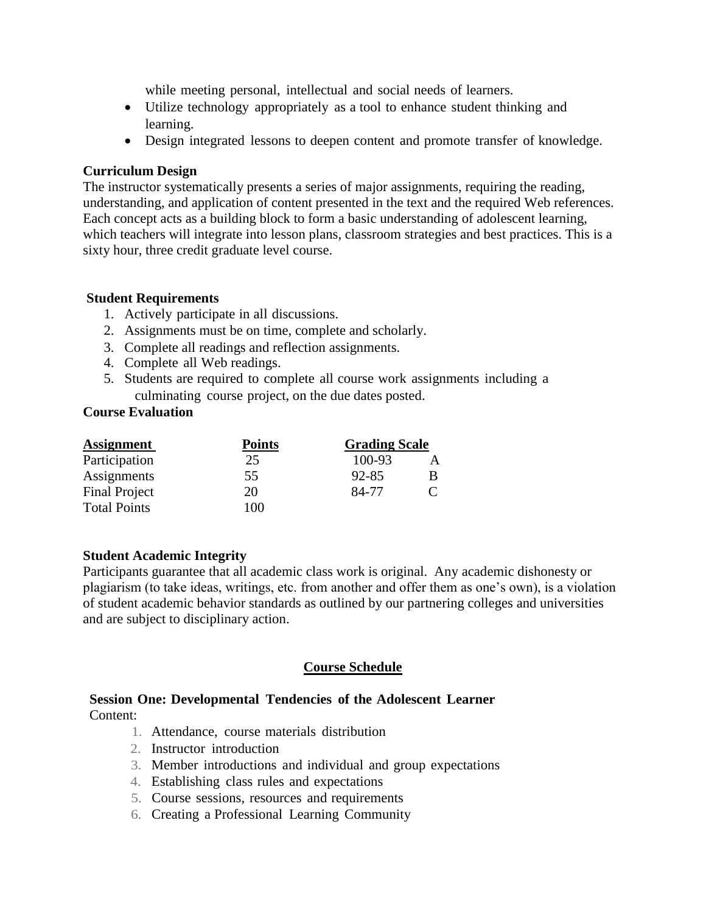while meeting personal, intellectual and social needs of learners.

- Utilize technology appropriately as a tool to enhance student thinking and learning.
- Design integrated lessons to deepen content and promote transfer of knowledge.

**Curriculum Design**

The instructor systematically presents a series of major assignments, requiring the reading, understanding, and application of content presented in the text and the required Web references. Each concept acts as a building block to form a basic understanding of adolescent learning, which teachers will integrate into lesson plans, classroom strategies and best practices. This is a sixty hour, three credit graduate level course.

**Student Requirements**

1. Actively participate in all discussions.
2. Assignments must be on time, complete and scholarly.
3. Complete all readings and reflection assignments.
4. Complete all Web readings.
5. Students are required to complete all course work assignments including a culminating course project, on the due dates posted.

**Course Evaluation**

| Assignment | Points | Grading Scale | |
|---|---|---|---|
| Participation | 25 | 100-93 | A |
| Assignments | 55 | 92-85 | B |
| Final Project | 20 | 84-77 | C |
| Total Points | 100 | | |

**Student Academic Integrity**

Participants guarantee that all academic class work is original. Any academic dishonesty or plagiarism (to take ideas, writings, etc. from another and offer them as one's own), is a violation of student academic behavior standards as outlined by our partnering colleges and universities and are subject to disciplinary action.

## Course Schedule

**Session One: Developmental Tendencies of the Adolescent Learner**

Content:

1. Attendance, course materials distribution
2. Instructor introduction
3. Member introductions and individual and group expectations
4. Establishing class rules and expectations
5. Course sessions, resources and requirements
6. Creating a Professional Learning Community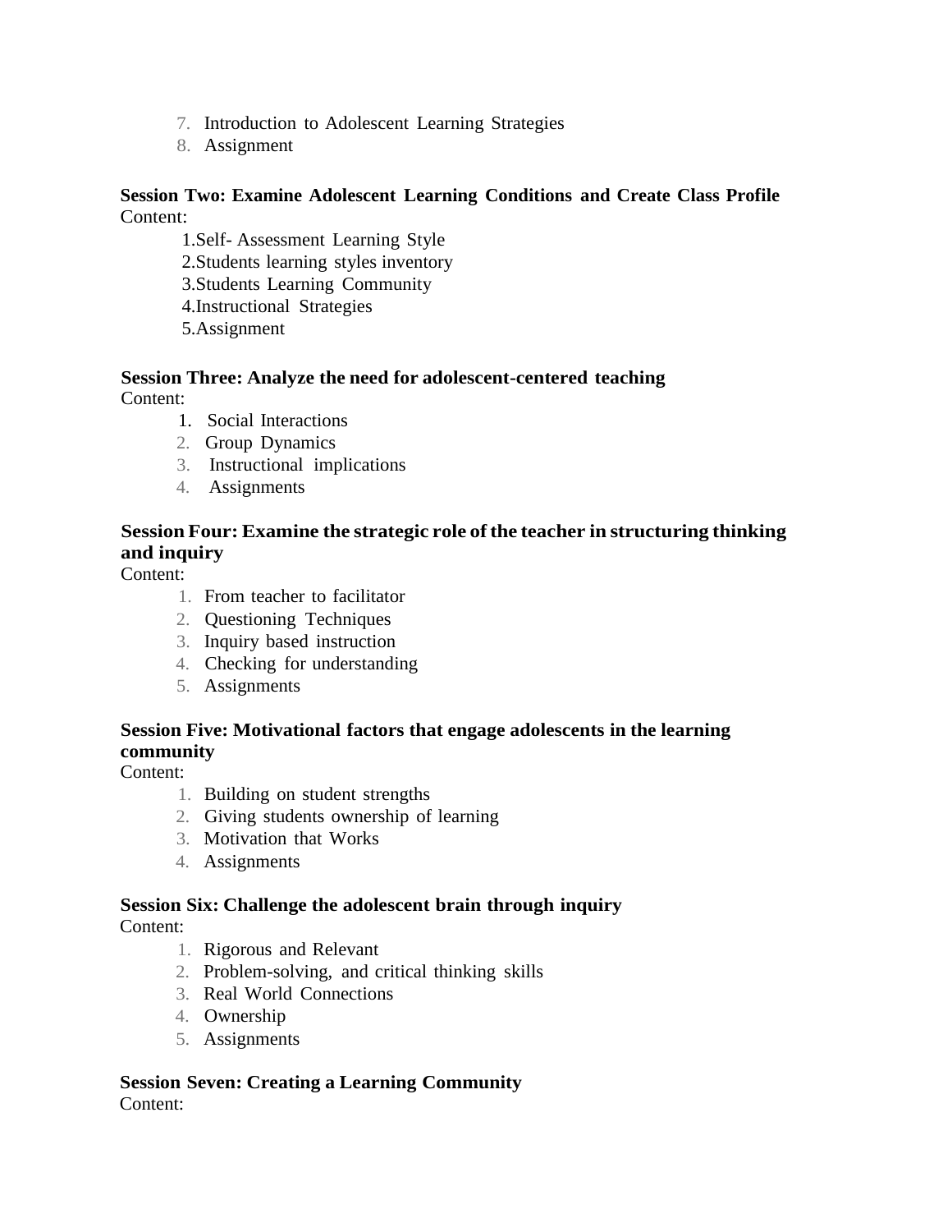7. Introduction to Adolescent Learning Strategies
8. Assignment

**Session Two: Examine Adolescent Learning Conditions and Create Class Profile**

Content:

1. Self- Assessment Learning Style
2. Students learning styles inventory
3. Students Learning Community
4. Instructional Strategies
5. Assignment

**Session Three: Analyze the need for adolescent-centered teaching**

Content:

1. Social Interactions
2. Group Dynamics
3. Instructional implications
4. Assignments

**Session Four: Examine the strategic role of the teacher in structuring thinking and inquiry**

Content:

1. From teacher to facilitator
2. Questioning Techniques
3. Inquiry based instruction
4. Checking for understanding
5. Assignments

**Session Five: Motivational factors that engage adolescents in the learning community**

Content:

1. Building on student strengths
2. Giving students ownership of learning
3. Motivation that Works
4. Assignments

**Session Six: Challenge the adolescent brain through inquiry**

Content:

1. Rigorous and Relevant
2. Problem-solving, and critical thinking skills
3. Real World Connections
4. Ownership
5. Assignments

**Session Seven: Creating a Learning Community**

Content: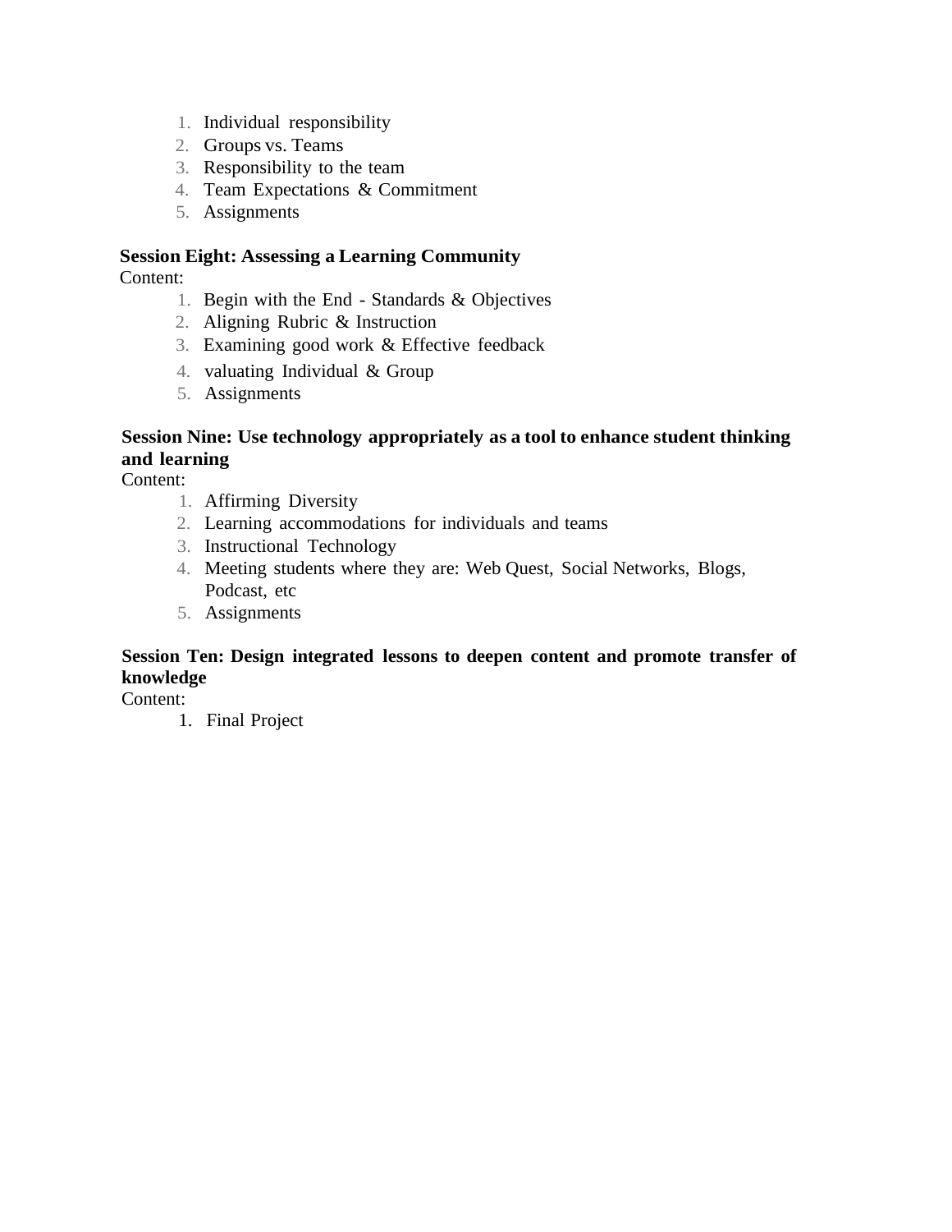1. Individual responsibility
2. Groups vs. Teams
3. Responsibility to the team
4. Team Expectations & Commitment
5. Assignments

**Session Eight: Assessing a Learning Community**

Content:

1. Begin with the End - Standards & Objectives
2. Aligning Rubric & Instruction
3. Examining good work & Effective feedback
4. valuating Individual & Group
5. Assignments

**Session Nine: Use technology appropriately as a tool to enhance student thinking and learning**

Content:

1. Affirming Diversity
2. Learning accommodations for individuals and teams
3. Instructional Technology
4. Meeting students where they are: Web Quest, Social Networks, Blogs, Podcast, etc
5. Assignments

**Session Ten: Design integrated lessons to deepen content and promote transfer of knowledge**

Content:

1. Final Project